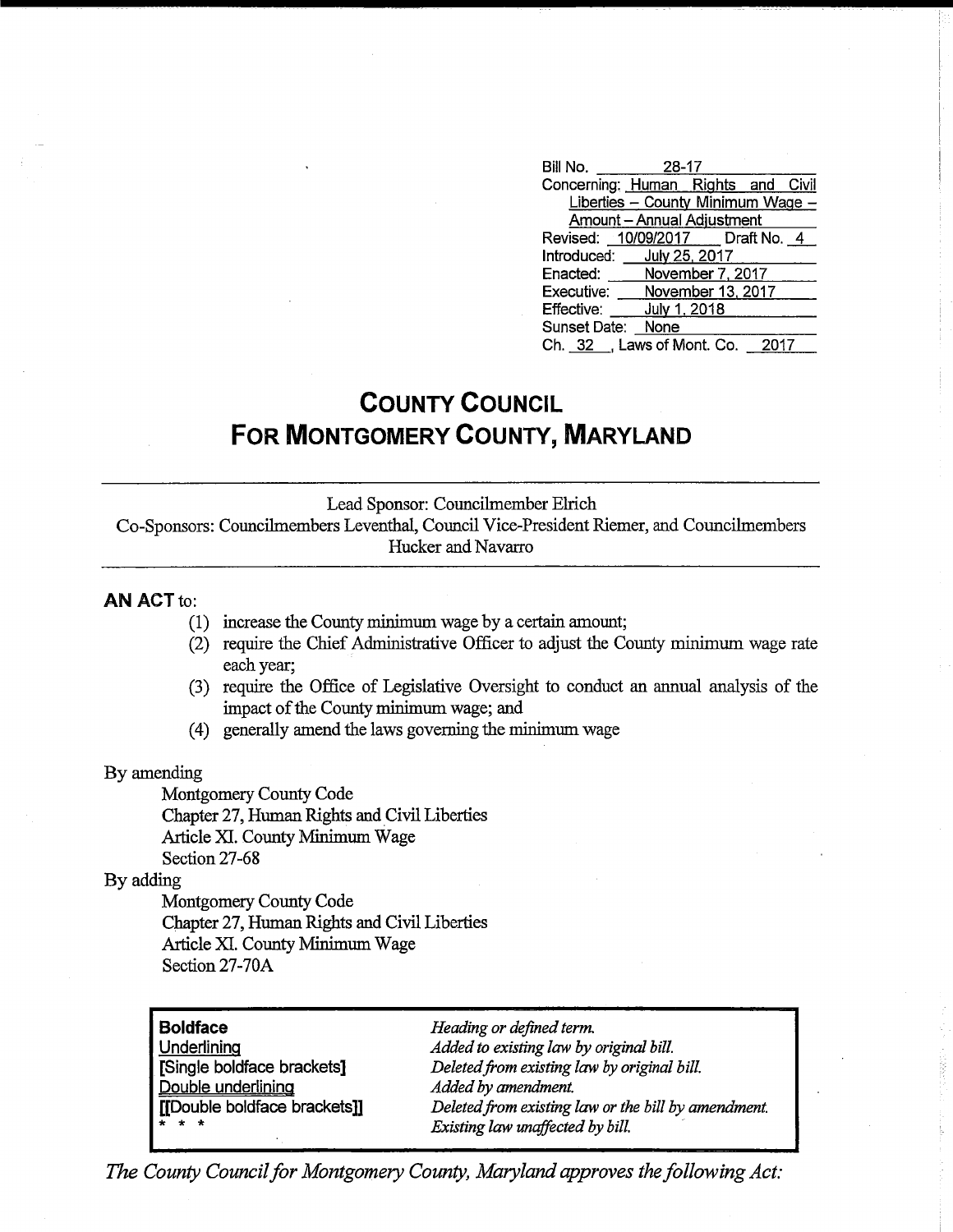| | |
|---|---|
| Bill No. | 28-17 |
| Concerning: | Human Rights and Civil Liberties – County Minimum Wage – Amount – Annual Adjustment |
| Revised: | 10/09/2017 Draft No. 4 |
| Introduced: | July 25, 2017 |
| Enacted: | November 7, 2017 |
| Executive: | November 13, 2017 |
| Effective: | July 1, 2018 |
| Sunset Date: | None |
| Ch. 32, | Laws of Mont. Co. 2017 |

# COUNTY COUNCIL
# FOR MONTGOMERY COUNTY, MARYLAND

---

Lead Sponsor: Councilmember Elrich

Co-Sponsors: Councilmembers Leventhal, Council Vice-President Riemer, and Councilmembers Hucker and Navarro

---

**AN ACT** to:

(1) increase the County minimum wage by a certain amount;

(2) require the Chief Administrative Officer to adjust the County minimum wage rate each year;

(3) require the Office of Legislative Oversight to conduct an annual analysis of the impact of the County minimum wage; and

(4) generally amend the laws governing the minimum wage

By amending

Montgomery County Code
Chapter 27, Human Rights and Civil Liberties
Article XI. County Minimum Wage
Section 27-68

By adding

Montgomery County Code
Chapter 27, Human Rights and Civil Liberties
Article XI. County Minimum Wage
Section 27-70A

| | |
|---|---|
| **Boldface** | *Heading or defined term.* |
| Underlining | *Added to existing law by original bill.* |
| **[Single boldface brackets]** | *Deleted from existing law by original bill.* |
| Double underlining | *Added by amendment.* |
| **[[Double boldface brackets]]** | *Deleted from existing law or the bill by amendment.* |
| * * * | *Existing law unaffected by bill.* |

*The County Council for Montgomery County, Maryland approves the following Act:*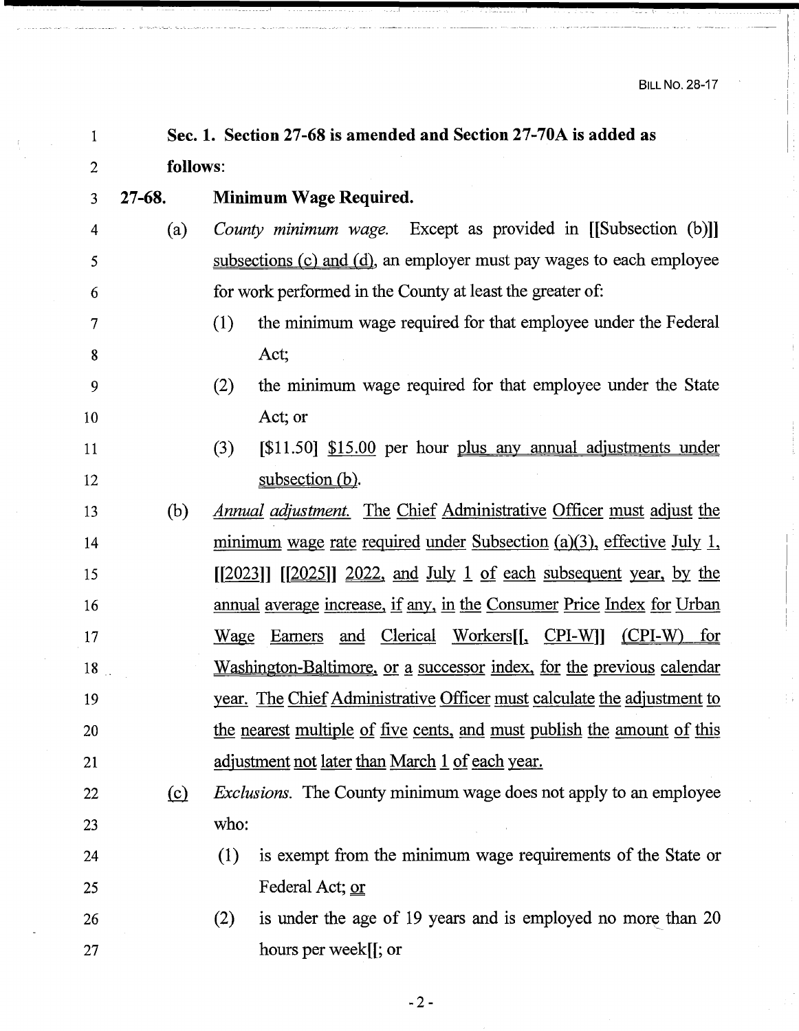**Sec. 1. Section 27-68 is amended and Section 27-70A is added as follows:**

**27-68. Minimum Wage Required.**

(a) *County minimum wage.* Except as provided in [[Subsection (b)]] subsections (c) and (d), an employer must pay wages to each employee for work performed in the County at least the greater of:

(1) the minimum wage required for that employee under the Federal Act;

(2) the minimum wage required for that employee under the State Act; or

(3) [$11.50] $15.00 per hour plus any annual adjustments under subsection (b).

(b) *Annual adjustment.* The Chief Administrative Officer must adjust the minimum wage rate required under Subsection (a)(3), effective July 1, [[2023]] [[2025]] 2022, and July 1 of each subsequent year, by the annual average increase, if any, in the Consumer Price Index for Urban Wage Earners and Clerical Workers[[, CPI-W]] (CPI-W) for Washington-Baltimore, or a successor index, for the previous calendar year. The Chief Administrative Officer must calculate the adjustment to the nearest multiple of five cents, and must publish the amount of this adjustment not later than March 1 of each year.

(c) *Exclusions.* The County minimum wage does not apply to an employee who:

(1) is exempt from the minimum wage requirements of the State or Federal Act; or

(2) is under the age of 19 years and is employed no more than 20 hours per week[[; or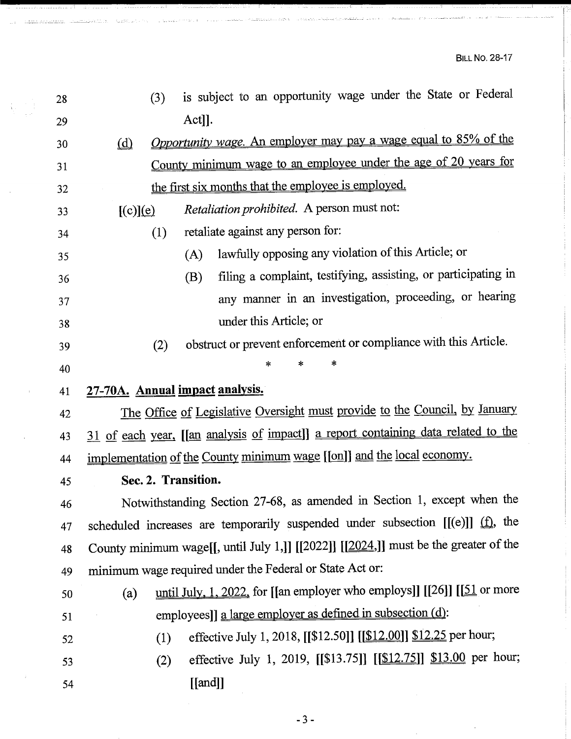28 (3) is subject to an opportunity wage under the State or Federal

29 Act]].

30 <u>(d)</u> <u>*Opportunity wage.* An employer may pay a wage equal to 85% of the</u>

31 <u>County minimum wage to an employee under the age of 20 years for</u>

32 <u>the first six months that the employee is employed.</u>

33 [(c)]<u>(e)</u> *Retaliation prohibited.* A person must not:

34 (1) retaliate against any person for:

35 (A) lawfully opposing any violation of this Article; or

36 (B) filing a complaint, testifying, assisting, or participating in

37 any manner in an investigation, proceeding, or hearing

38 under this Article; or

39 (2) obstruct or prevent enforcement or compliance with this Article.

40 * * *

41 **<u>27-70A. Annual impact analysis.</u>**

42 <u>The Office of Legislative Oversight must provide to the Council, by January</u>

43 <u>31 of each year,</u> [[<u>an analysis of impact</u>]] <u>a report containing data related to the</u>

44 <u>implementation of the County minimum wage</u> [[<u>on</u>]] <u>and the local economy.</u>

45 **Sec. 2. Transition.**

46 Notwithstanding Section 27-68, as amended in Section 1, except when the

47 scheduled increases are temporarily suspended under subsection [[(e)]] <u>(f)</u>, the

48 County minimum wage[[, until July 1,]] [[2022]] [[<u>2024</u>,]] must be the greater of the

49 minimum wage required under the Federal or State Act or:

50 (a) <u>until July. 1, 2022,</u> for [[an employer who employs]] [[26]] [[<u>51</u> or more

51 employees]] <u>a large employer as defined in subsection (d)</u>:

52 (1) effective July 1, 2018, [[$12.50]] [[<u>$12.00</u>]] <u>$12.25</u> per hour;

53 (2) effective July 1, 2019, [[$13.75]] [[<u>$12.75</u>]] <u>$13.00</u> per hour;

54 [[and]]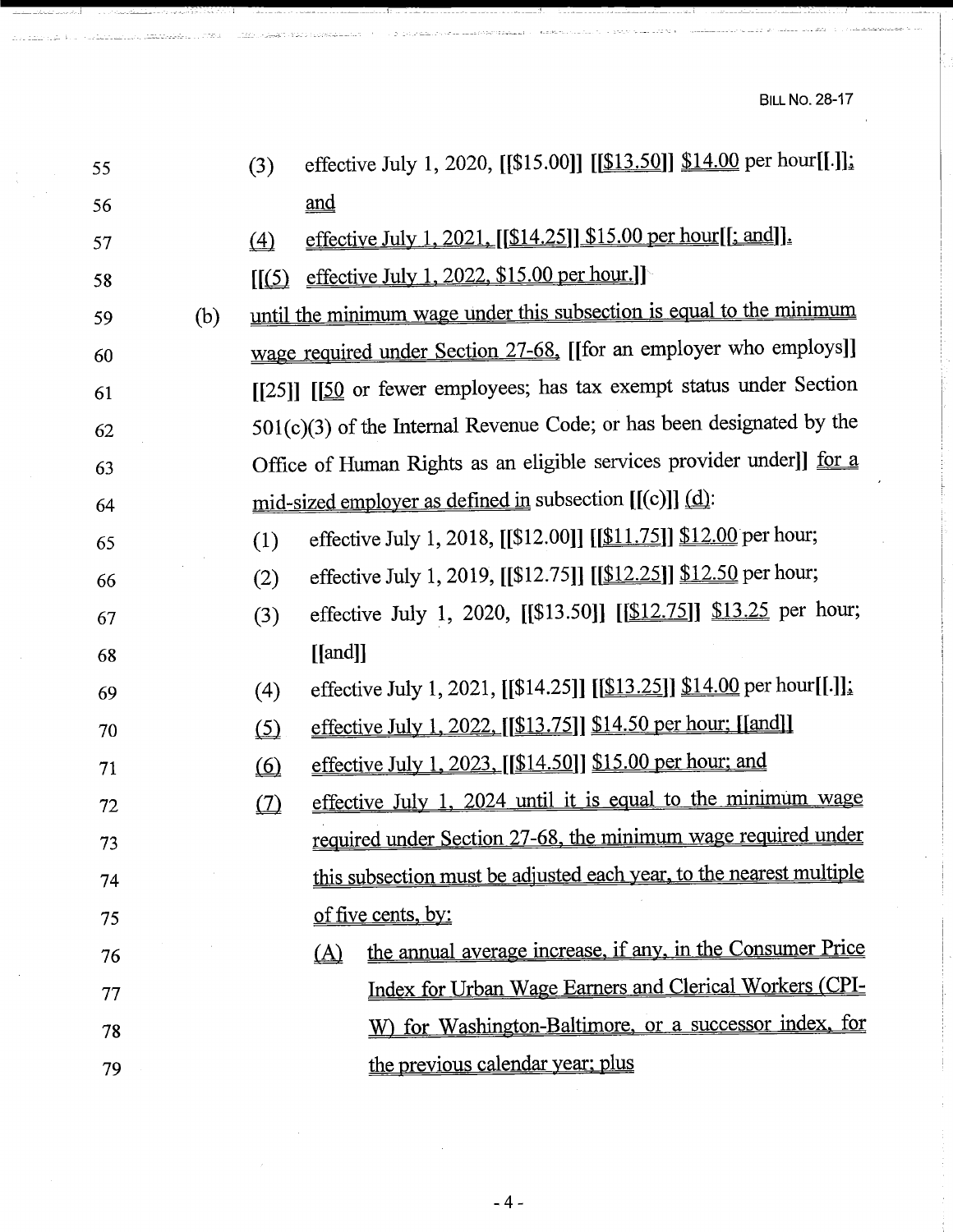(3) effective July 1, 2020, [[$15.00]] [[$13.50]] $14.00 per hour[[.]]; and

(4) effective July 1, 2021, [[$14.25]] $15.00 per hour[[; and]].

[[(5) effective July 1, 2022, $15.00 per hour.]]

(b) until the minimum wage under this subsection is equal to the minimum wage required under Section 27-68, [[for an employer who employs]] [[25]] [[50 or fewer employees; has tax exempt status under Section 501(c)(3) of the Internal Revenue Code; or has been designated by the Office of Human Rights as an eligible services provider under]] for a mid-sized employer as defined in subsection [[(c)]] (d):

(1) effective July 1, 2018, [[$12.00]] [[$11.75]] $12.00 per hour;

(2) effective July 1, 2019, [[$12.75]] [[$12.25]] $12.50 per hour;

(3) effective July 1, 2020, [[$13.50]] [[$12.75]] $13.25 per hour; [[and]]

(4) effective July 1, 2021, [[$14.25]] [[$13.25]] $14.00 per hour[[.]];

(5) effective July 1, 2022, [[$13.75]] $14.50 per hour; [[and]]

(6) effective July 1, 2023, [[$14.50]] $15.00 per hour; and

(7) effective July 1, 2024 until it is equal to the minimum wage required under Section 27-68, the minimum wage required under this subsection must be adjusted each year, to the nearest multiple of five cents, by:

(A) the annual average increase, if any, in the Consumer Price Index for Urban Wage Earners and Clerical Workers (CPI-W) for Washington-Baltimore, or a successor index, for the previous calendar year; plus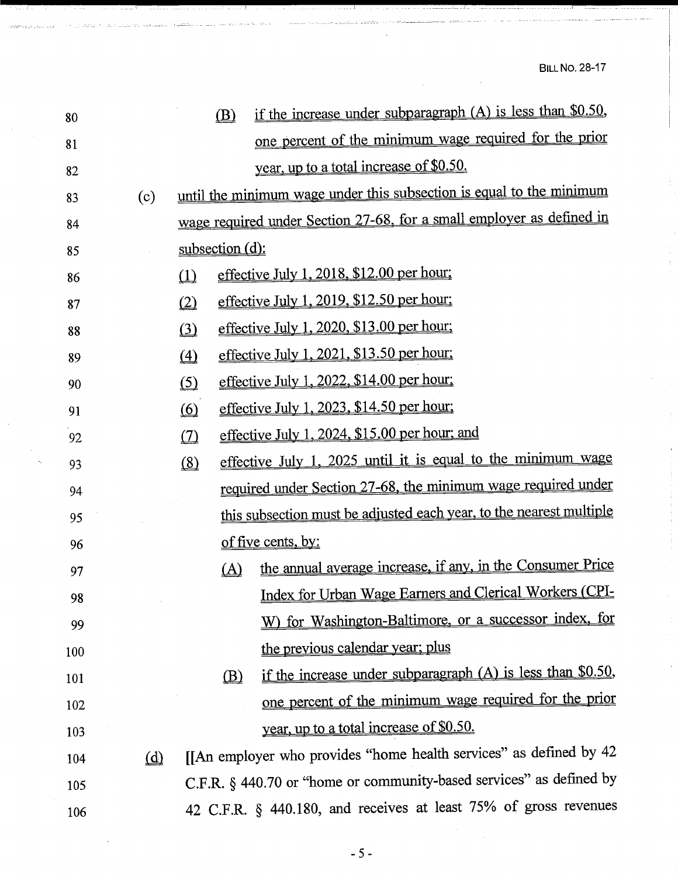(B) if the increase under subparagraph (A) is less than $0.50, one percent of the minimum wage required for the prior year, up to a total increase of $0.50.

(c) until the minimum wage under this subsection is equal to the minimum wage required under Section 27-68, for a small employer as defined in subsection (d):

(1) effective July 1, 2018, $12.00 per hour;

(2) effective July 1, 2019, $12.50 per hour;

(3) effective July 1, 2020, $13.00 per hour;

(4) effective July 1, 2021, $13.50 per hour;

(5) effective July 1, 2022, $14.00 per hour;

(6) effective July 1, 2023, $14.50 per hour;

(7) effective July 1, 2024, $15.00 per hour; and

(8) effective July 1, 2025 until it is equal to the minimum wage required under Section 27-68, the minimum wage required under this subsection must be adjusted each year, to the nearest multiple of five cents, by:

(A) the annual average increase, if any, in the Consumer Price Index for Urban Wage Earners and Clerical Workers (CPI-W) for Washington-Baltimore, or a successor index, for the previous calendar year; plus

(B) if the increase under subparagraph (A) is less than $0.50, one percent of the minimum wage required for the prior year, up to a total increase of $0.50.

(d) [[An employer who provides "home health services" as defined by 42 C.F.R. § 440.70 or "home or community-based services" as defined by 42 C.F.R. § 440.180, and receives at least 75% of gross revenues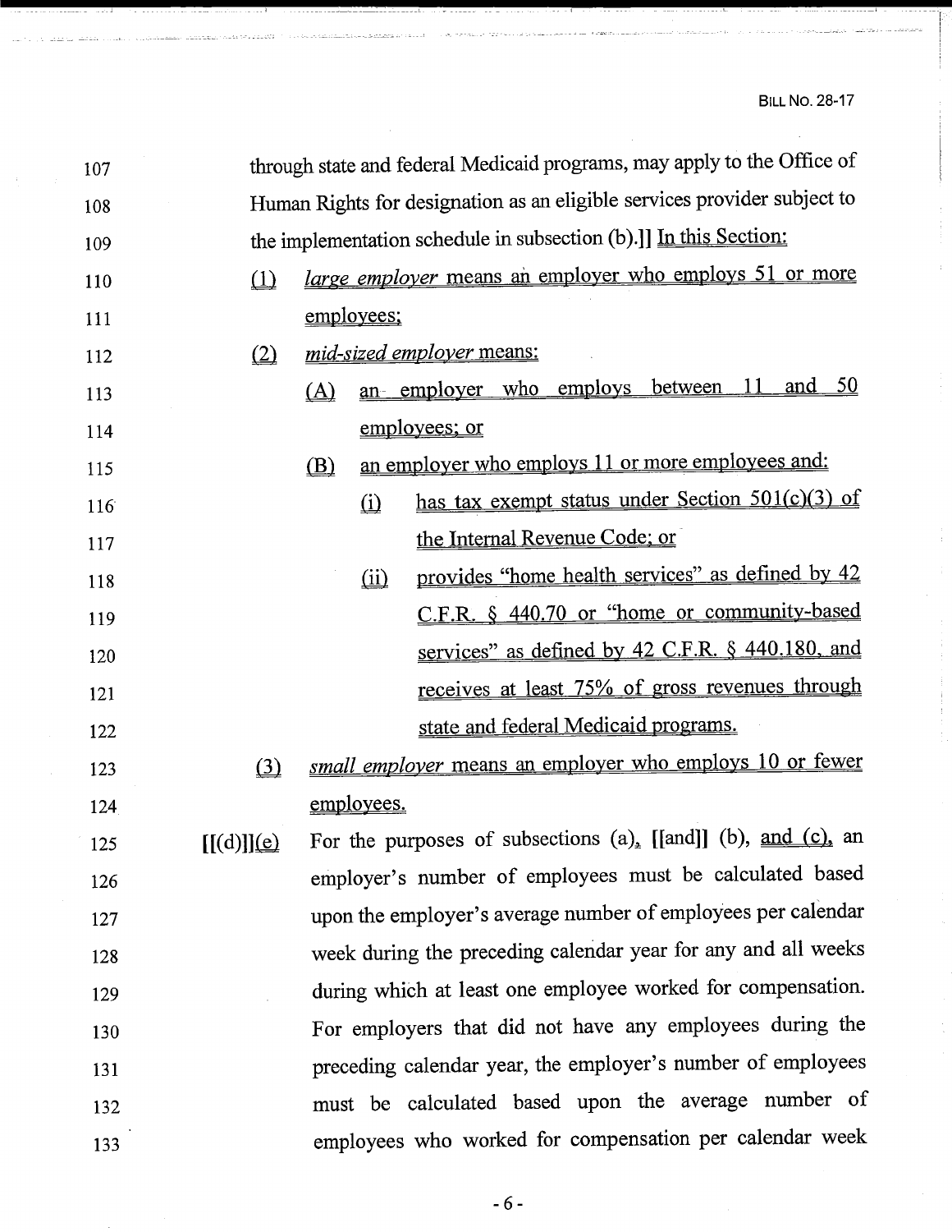through state and federal Medicaid programs, may apply to the Office of Human Rights for designation as an eligible services provider subject to the implementation schedule in subsection (b).]] In this Section:

(1) *large employer* means an employer who employs 51 or more employees;

(2) *mid-sized employer* means:

(A) an employer who employs between 11 and 50 employees; or

(B) an employer who employs 11 or more employees and:

(i) has tax exempt status under Section 501(c)(3) of the Internal Revenue Code; or

(ii) provides "home health services" as defined by 42 C.F.R. § 440.70 or "home or community-based services" as defined by 42 C.F.R. § 440.180, and receives at least 75% of gross revenues through state and federal Medicaid programs.

(3) *small employer* means an employer who employs 10 or fewer employees.

[[(d)]](e) For the purposes of subsections (a), [[and]] (b), and (c), an employer's number of employees must be calculated based upon the employer's average number of employees per calendar week during the preceding calendar year for any and all weeks during which at least one employee worked for compensation. For employers that did not have any employees during the preceding calendar year, the employer's number of employees must be calculated based upon the average number of employees who worked for compensation per calendar week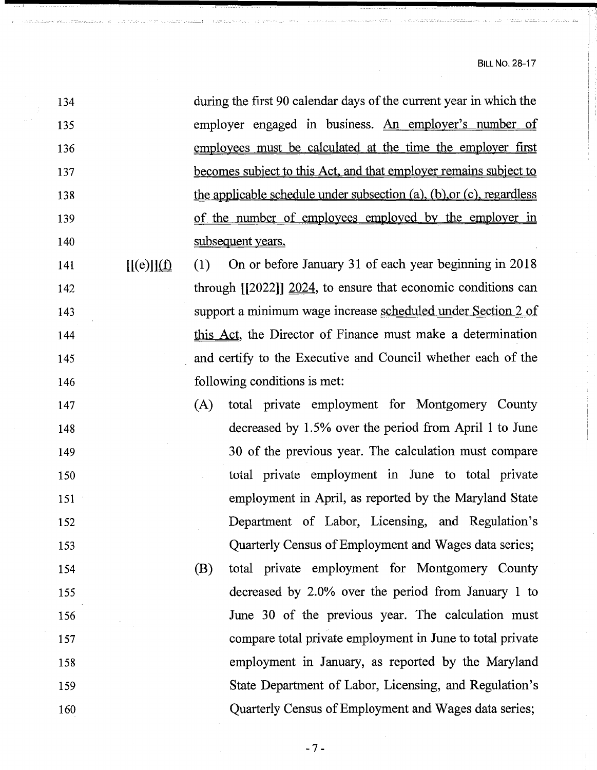during the first 90 calendar days of the current year in which the employer engaged in business. An employer's number of employees must be calculated at the time the employer first becomes subject to this Act, and that employer remains subject to the applicable schedule under subsection (a), (b),or (c), regardless of the number of employees employed by the employer in subsequent years.

[[(e)]](f) (1) On or before January 31 of each year beginning in 2018 through [[2022]] 2024, to ensure that economic conditions can support a minimum wage increase scheduled under Section 2 of this Act, the Director of Finance must make a determination and certify to the Executive and Council whether each of the following conditions is met:

(A) total private employment for Montgomery County decreased by 1.5% over the period from April 1 to June 30 of the previous year. The calculation must compare total private employment in June to total private employment in April, as reported by the Maryland State Department of Labor, Licensing, and Regulation's Quarterly Census of Employment and Wages data series;

(B) total private employment for Montgomery County decreased by 2.0% over the period from January 1 to June 30 of the previous year. The calculation must compare total private employment in June to total private employment in January, as reported by the Maryland State Department of Labor, Licensing, and Regulation's Quarterly Census of Employment and Wages data series;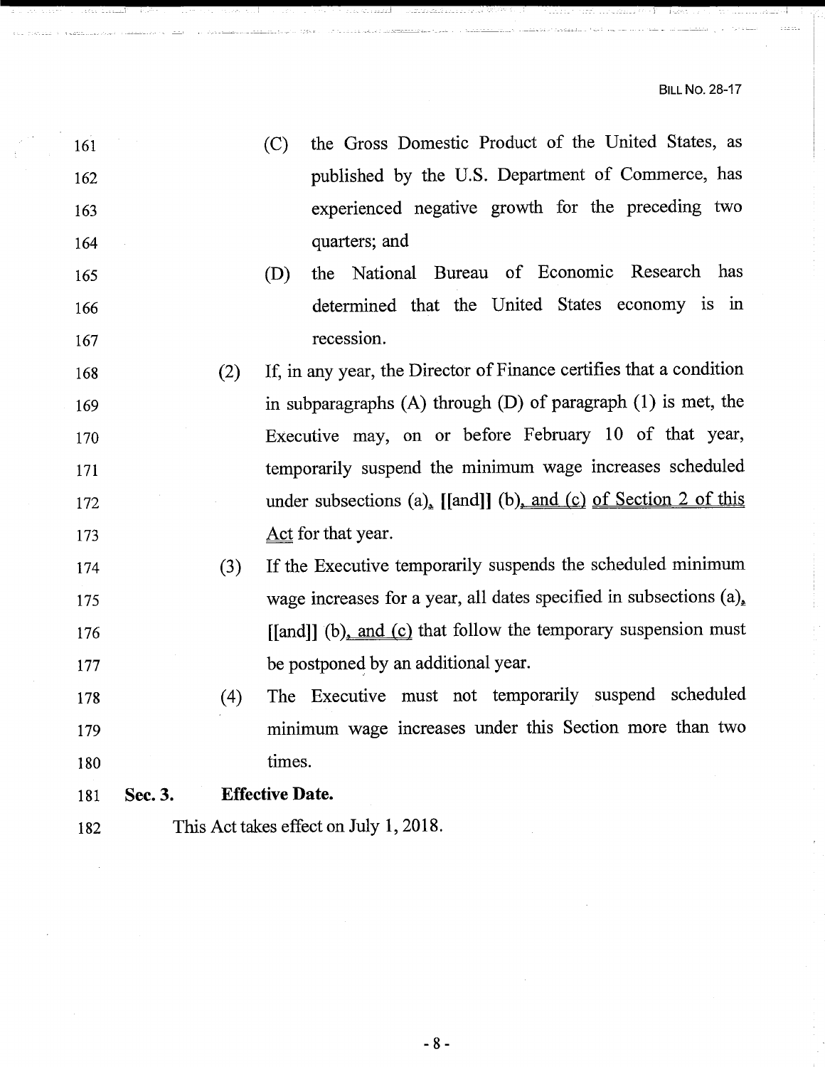(C) the Gross Domestic Product of the United States, as published by the U.S. Department of Commerce, has experienced negative growth for the preceding two quarters; and

(D) the National Bureau of Economic Research has determined that the United States economy is in recession.

(2) If, in any year, the Director of Finance certifies that a condition in subparagraphs (A) through (D) of paragraph (1) is met, the Executive may, on or before February 10 of that year, temporarily suspend the minimum wage increases scheduled under subsections (a), [[and]] (b), and (c) of Section 2 of this Act for that year.

(3) If the Executive temporarily suspends the scheduled minimum wage increases for a year, all dates specified in subsections (a), [[and]] (b), and (c) that follow the temporary suspension must be postponed by an additional year.

(4) The Executive must not temporarily suspend scheduled minimum wage increases under this Section more than two times.

**Sec. 3. Effective Date.**

This Act takes effect on July 1, 2018.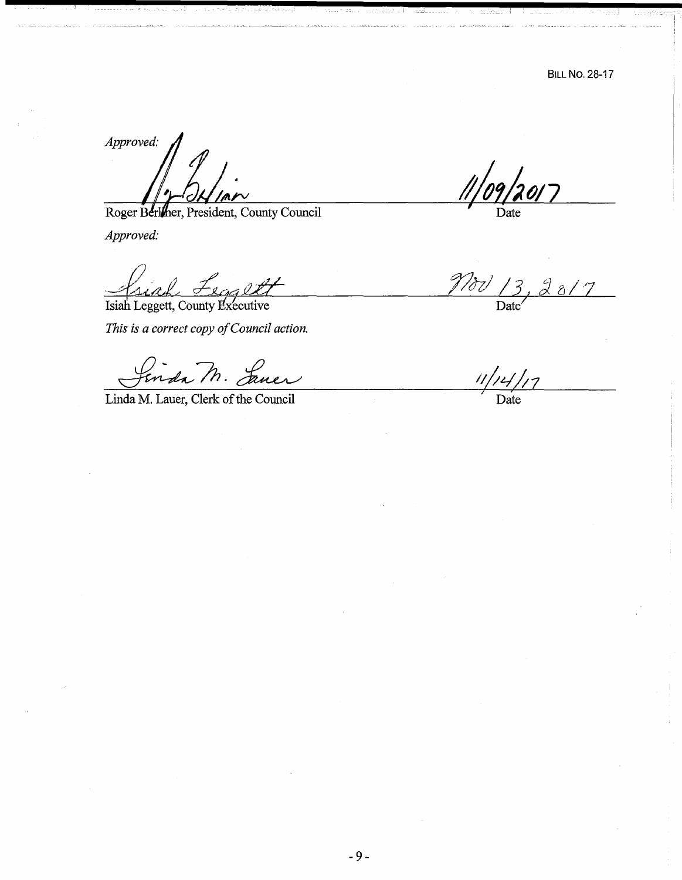BILL NO. 28-17

*Approved:*

Roger Berliner, President, County Council — 11/09/2017 Date

*Approved:*

Isiah Leggett, County Executive — Nov 13, 2017 Date

*This is a correct copy of Council action.*

Linda M. Lauer, Clerk of the Council — 11/14/17 Date